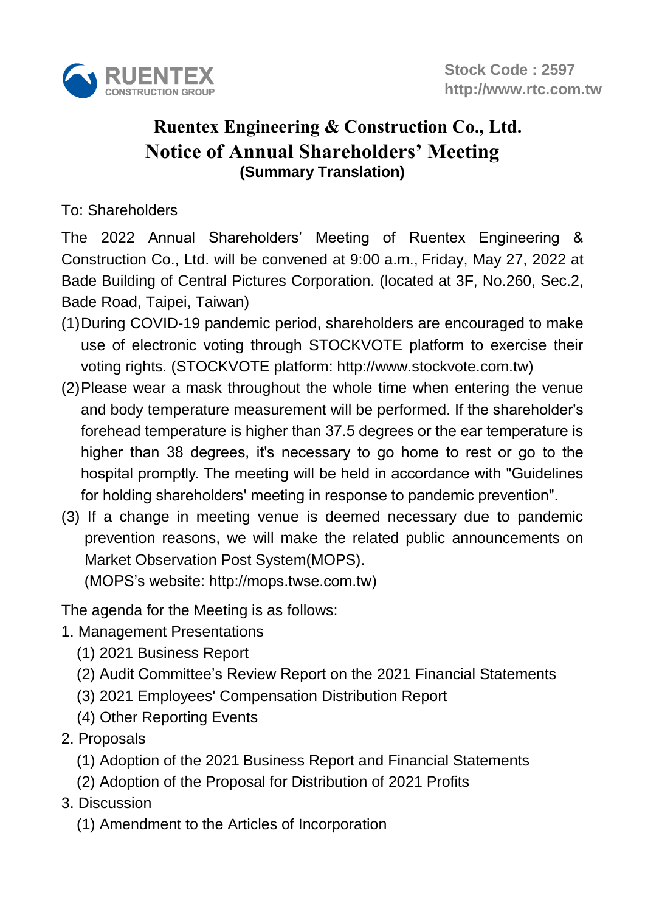RUENTEX CONSTRUCTION GROUP

Stock Code : 2597
http://www.rtc.com.tw

# Ruentex Engineering & Construction Co., Ltd.
# Notice of Annual Shareholders' Meeting
**(Summary Translation)**

To: Shareholders

The 2022 Annual Shareholders' Meeting of Ruentex Engineering & Construction Co., Ltd. will be convened at 9:00 a.m., Friday, May 27, 2022 at Bade Building of Central Pictures Corporation. (located at 3F, No.260, Sec.2, Bade Road, Taipei, Taiwan)

(1) During COVID-19 pandemic period, shareholders are encouraged to make use of electronic voting through STOCKVOTE platform to exercise their voting rights. (STOCKVOTE platform: http://www.stockvote.com.tw)

(2) Please wear a mask throughout the whole time when entering the venue and body temperature measurement will be performed. If the shareholder's forehead temperature is higher than 37.5 degrees or the ear temperature is higher than 38 degrees, it's necessary to go home to rest or go to the hospital promptly. The meeting will be held in accordance with "Guidelines for holding shareholders' meeting in response to pandemic prevention".

(3) If a change in meeting venue is deemed necessary due to pandemic prevention reasons, we will make the related public announcements on Market Observation Post System(MOPS).
(MOPS's website: http://mops.twse.com.tw)

The agenda for the Meeting is as follows:

1. Management Presentations
   (1) 2021 Business Report
   (2) Audit Committee's Review Report on the 2021 Financial Statements
   (3) 2021 Employees' Compensation Distribution Report
   (4) Other Reporting Events
2. Proposals
   (1) Adoption of the 2021 Business Report and Financial Statements
   (2) Adoption of the Proposal for Distribution of 2021 Profits
3. Discussion
   (1) Amendment to the Articles of Incorporation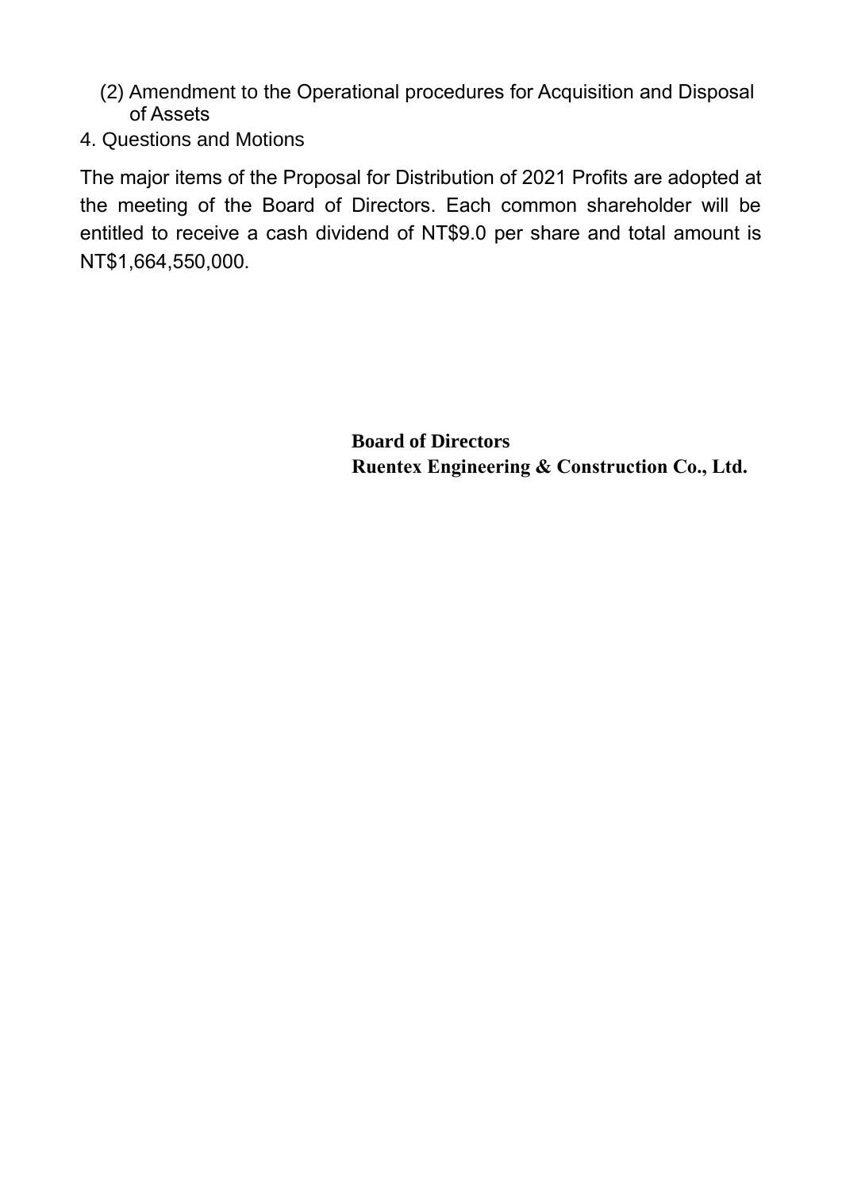(2) Amendment to the Operational procedures for Acquisition and Disposal of Assets

4. Questions and Motions

The major items of the Proposal for Distribution of 2021 Profits are adopted at the meeting of the Board of Directors. Each common shareholder will be entitled to receive a cash dividend of NT$9.0 per share and total amount is NT$1,664,550,000.

**Board of Directors**
**Ruentex Engineering & Construction Co., Ltd.**